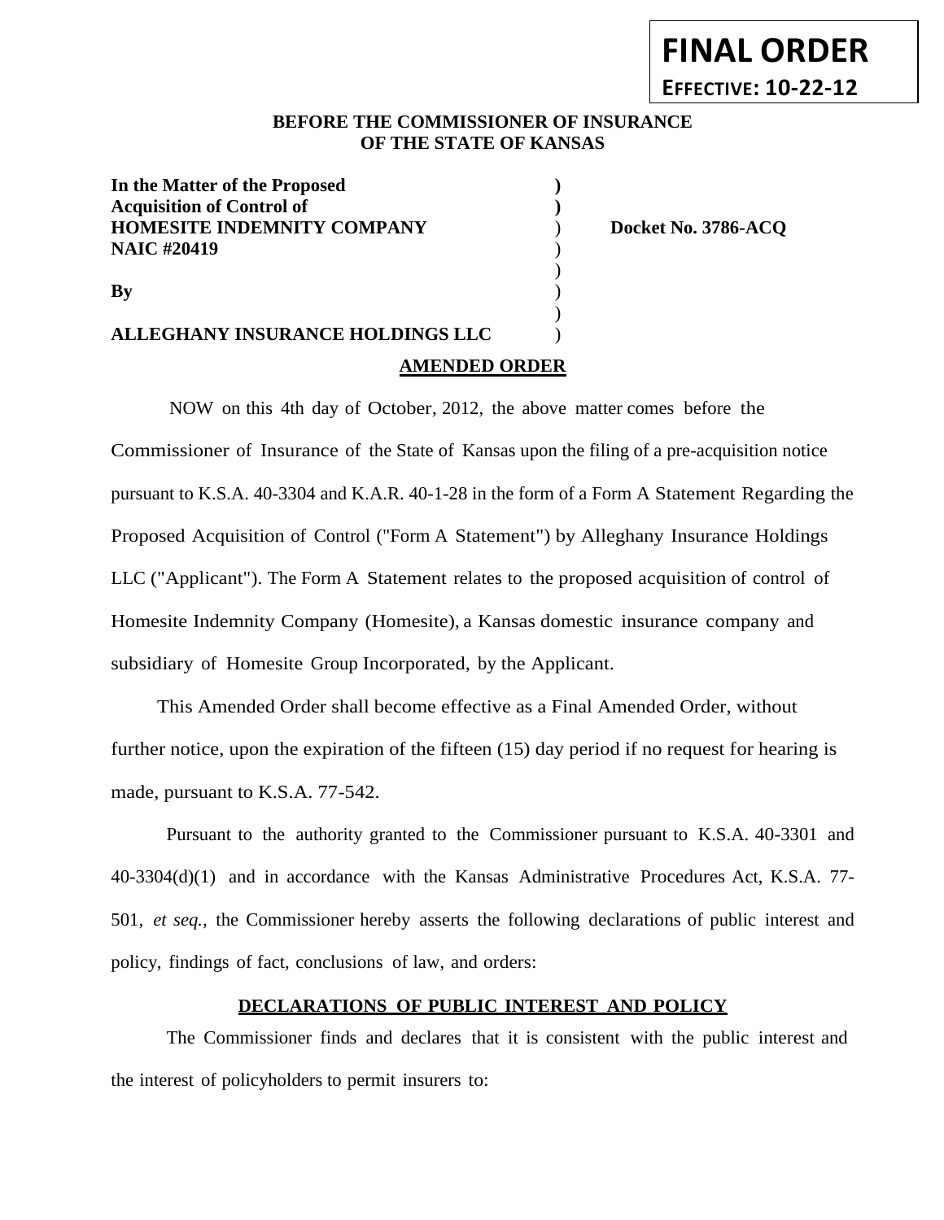**FINAL ORDER**
**EFFECTIVE: 10-22-12**

**BEFORE THE COMMISSIONER OF INSURANCE**
**OF THE STATE OF KANSAS**

| | | |
|---|---|---|
| **In the Matter of the Proposed** | **)** | |
| **Acquisition of Control of** | **)** | |
| **HOMESITE INDEMNITY COMPANY** | ) | **Docket No. 3786-ACQ** |
| **NAIC #20419** | ) | |
| | ) | |
| **By** | ) | |
| | ) | |
| **ALLEGHANY INSURANCE HOLDINGS LLC** | ) | |

## AMENDED ORDER

NOW on this 4th day of October, 2012, the above matter comes before the Commissioner of Insurance of the State of Kansas upon the filing of a pre-acquisition notice pursuant to K.S.A. 40-3304 and K.A.R. 40-1-28 in the form of a Form A Statement Regarding the Proposed Acquisition of Control ("Form A Statement") by Alleghany Insurance Holdings LLC ("Applicant"). The Form A Statement relates to the proposed acquisition of control of Homesite Indemnity Company (Homesite), a Kansas domestic insurance company and subsidiary of Homesite Group Incorporated, by the Applicant.

This Amended Order shall become effective as a Final Amended Order, without further notice, upon the expiration of the fifteen (15) day period if no request for hearing is made, pursuant to K.S.A. 77-542.

Pursuant to the authority granted to the Commissioner pursuant to K.S.A. 40-3301 and 40-3304(d)(1) and in accordance with the Kansas Administrative Procedures Act, K.S.A. 77-501, *et seq.,* the Commissioner hereby asserts the following declarations of public interest and policy, findings of fact, conclusions of law, and orders:

## DECLARATIONS OF PUBLIC INTEREST AND POLICY

The Commissioner finds and declares that it is consistent with the public interest and the interest of policyholders to permit insurers to: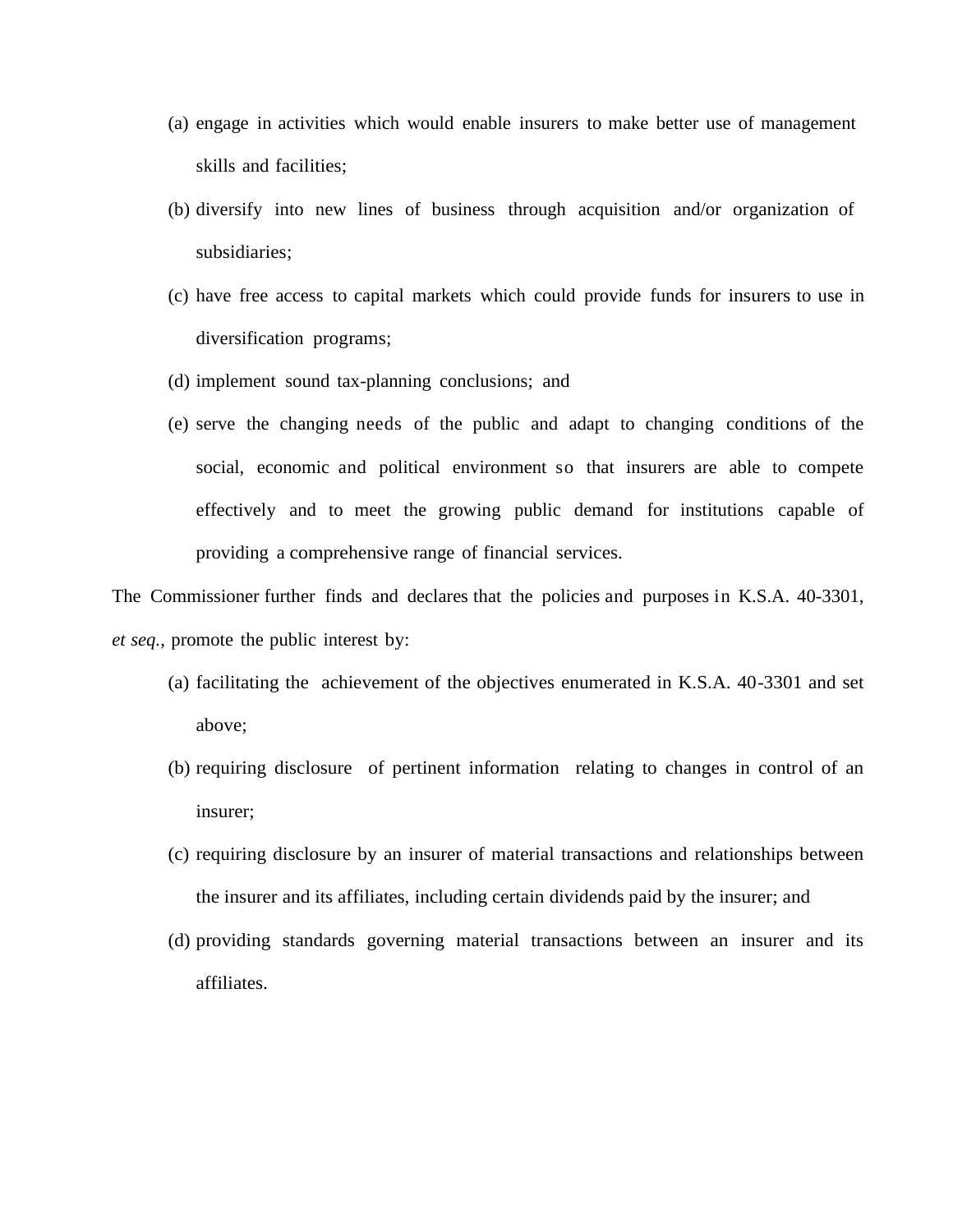(a) engage in activities which would enable insurers to make better use of management skills and facilities;

(b) diversify into new lines of business through acquisition and/or organization of subsidiaries;

(c) have free access to capital markets which could provide funds for insurers to use in diversification programs;

(d) implement sound tax-planning conclusions; and

(e) serve the changing needs of the public and adapt to changing conditions of the social, economic and political environment so that insurers are able to compete effectively and to meet the growing public demand for institutions capable of providing a comprehensive range of financial services.

The Commissioner further finds and declares that the policies and purposes in K.S.A. 40-3301, *et seq.,* promote the public interest by:

(a) facilitating the achievement of the objectives enumerated in K.S.A. 40-3301 and set above;

(b) requiring disclosure of pertinent information relating to changes in control of an insurer;

(c) requiring disclosure by an insurer of material transactions and relationships between the insurer and its affiliates, including certain dividends paid by the insurer; and

(d) providing standards governing material transactions between an insurer and its affiliates.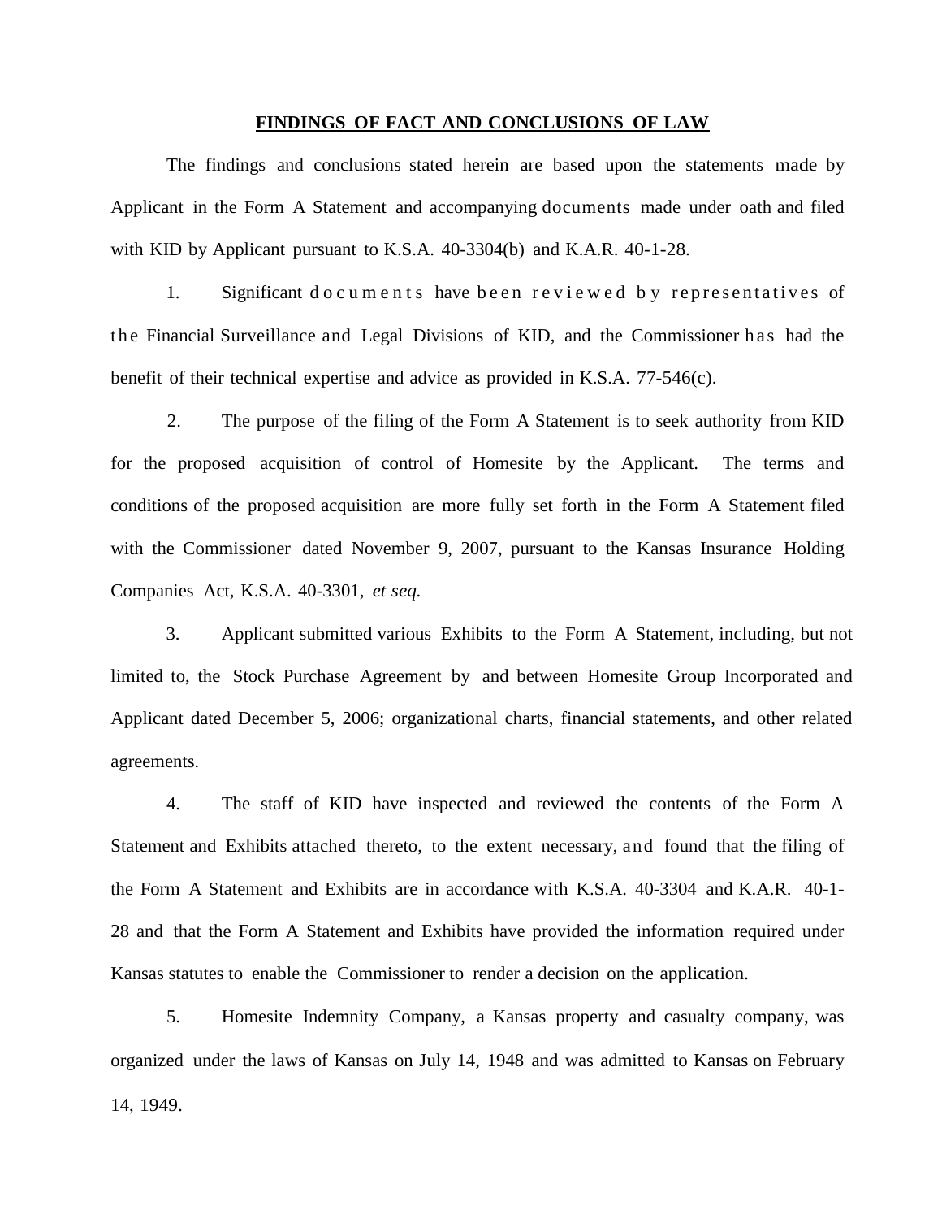**FINDINGS OF FACT AND CONCLUSIONS OF LAW**

The findings and conclusions stated herein are based upon the statements made by Applicant in the Form A Statement and accompanying documents made under oath and filed with KID by Applicant pursuant to K.S.A. 40-3304(b) and K.A.R. 40-1-28.

1. Significant documents have been reviewed by representatives of the Financial Surveillance and Legal Divisions of KID, and the Commissioner has had the benefit of their technical expertise and advice as provided in K.S.A. 77-546(c).

2. The purpose of the filing of the Form A Statement is to seek authority from KID for the proposed acquisition of control of Homesite by the Applicant. The terms and conditions of the proposed acquisition are more fully set forth in the Form A Statement filed with the Commissioner dated November 9, 2007, pursuant to the Kansas Insurance Holding Companies Act, K.S.A. 40-3301, *et seq.*

3. Applicant submitted various Exhibits to the Form A Statement, including, but not limited to, the Stock Purchase Agreement by and between Homesite Group Incorporated and Applicant dated December 5, 2006; organizational charts, financial statements, and other related agreements.

4. The staff of KID have inspected and reviewed the contents of the Form A Statement and Exhibits attached thereto, to the extent necessary, and found that the filing of the Form A Statement and Exhibits are in accordance with K.S.A. 40-3304 and K.A.R. 40-1-28 and that the Form A Statement and Exhibits have provided the information required under Kansas statutes to enable the Commissioner to render a decision on the application.

5. Homesite Indemnity Company, a Kansas property and casualty company, was organized under the laws of Kansas on July 14, 1948 and was admitted to Kansas on February 14, 1949.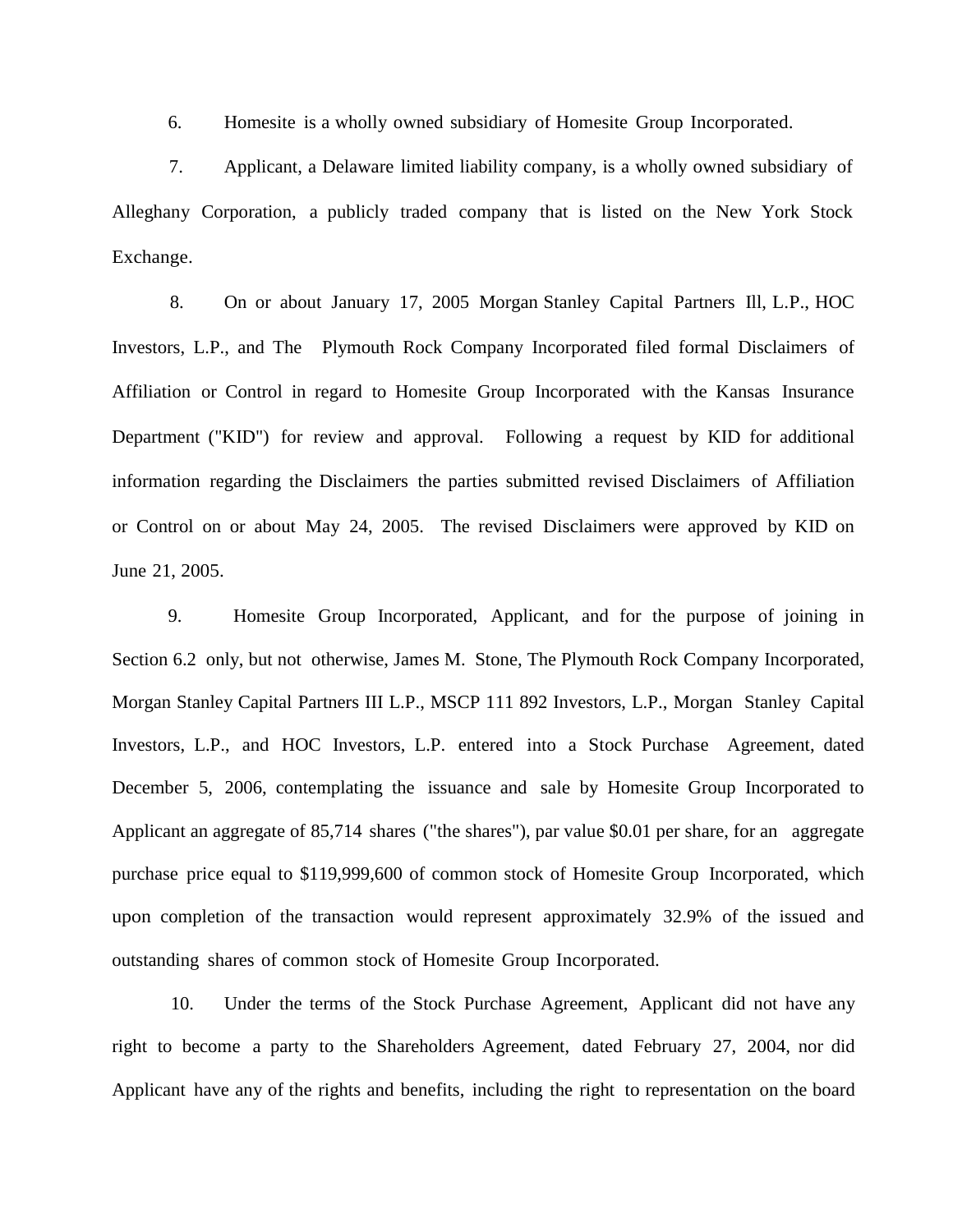6. Homesite is a wholly owned subsidiary of Homesite Group Incorporated.

7. Applicant, a Delaware limited liability company, is a wholly owned subsidiary of Alleghany Corporation, a publicly traded company that is listed on the New York Stock Exchange.

8. On or about January 17, 2005 Morgan Stanley Capital Partners Ill, L.P., HOC Investors, L.P., and The Plymouth Rock Company Incorporated filed formal Disclaimers of Affiliation or Control in regard to Homesite Group Incorporated with the Kansas Insurance Department ("KID") for review and approval. Following a request by KID for additional information regarding the Disclaimers the parties submitted revised Disclaimers of Affiliation or Control on or about May 24, 2005. The revised Disclaimers were approved by KID on June 21, 2005.

9. Homesite Group Incorporated, Applicant, and for the purpose of joining in Section 6.2 only, but not otherwise, James M. Stone, The Plymouth Rock Company Incorporated, Morgan Stanley Capital Partners III L.P., MSCP 111 892 Investors, L.P., Morgan Stanley Capital Investors, L.P., and HOC Investors, L.P. entered into a Stock Purchase Agreement, dated December 5, 2006, contemplating the issuance and sale by Homesite Group Incorporated to Applicant an aggregate of 85,714 shares ("the shares"), par value $0.01 per share, for an aggregate purchase price equal to $119,999,600 of common stock of Homesite Group Incorporated, which upon completion of the transaction would represent approximately 32.9% of the issued and outstanding shares of common stock of Homesite Group Incorporated.

10. Under the terms of the Stock Purchase Agreement, Applicant did not have any right to become a party to the Shareholders Agreement, dated February 27, 2004, nor did Applicant have any of the rights and benefits, including the right to representation on the board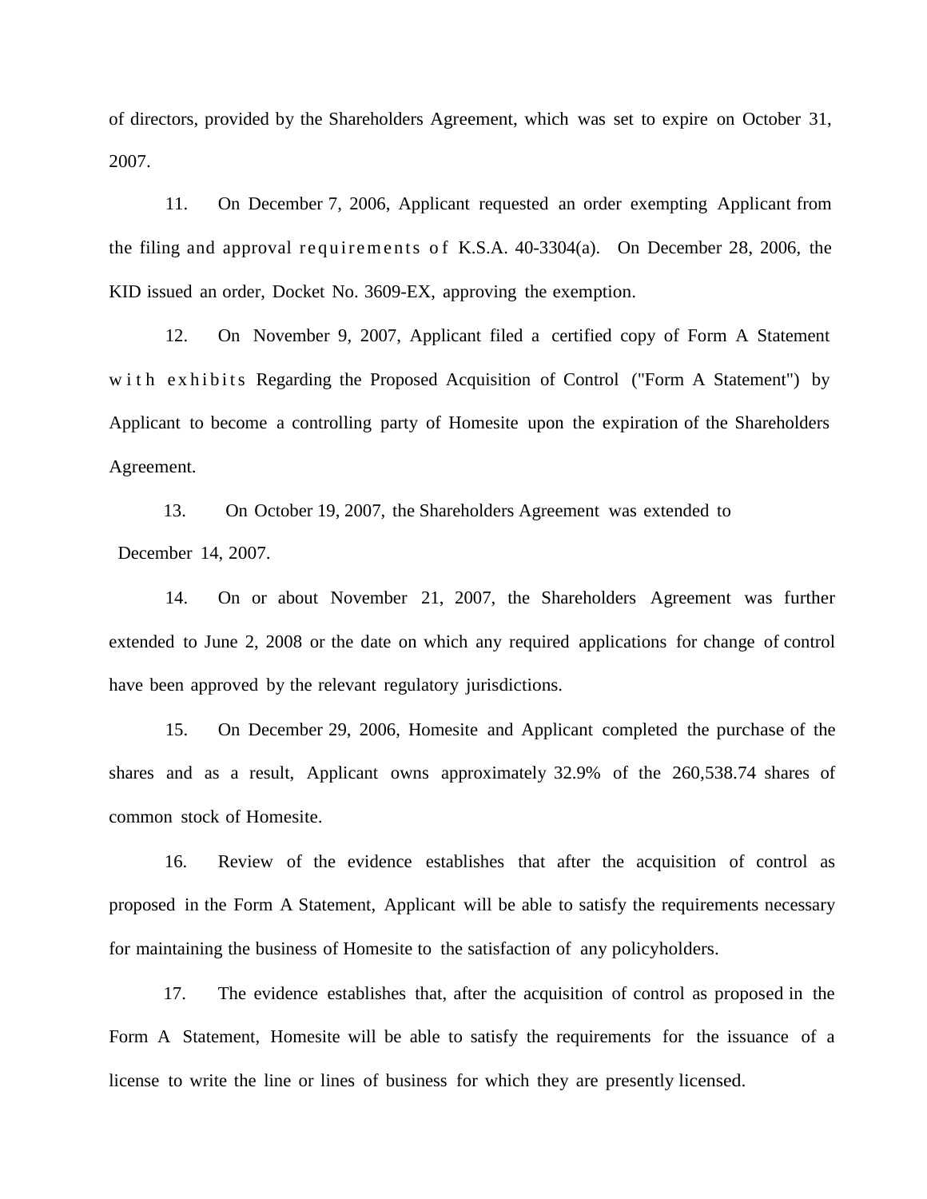of directors, provided by the Shareholders Agreement, which was set to expire on October 31, 2007.

11. On December 7, 2006, Applicant requested an order exempting Applicant from the filing and approval requirements of K.S.A. 40-3304(a). On December 28, 2006, the KID issued an order, Docket No. 3609-EX, approving the exemption.

12. On November 9, 2007, Applicant filed a certified copy of Form A Statement with exhibits Regarding the Proposed Acquisition of Control ("Form A Statement") by Applicant to become a controlling party of Homesite upon the expiration of the Shareholders Agreement.

13. On October 19, 2007, the Shareholders Agreement was extended to December 14, 2007.

14. On or about November 21, 2007, the Shareholders Agreement was further extended to June 2, 2008 or the date on which any required applications for change of control have been approved by the relevant regulatory jurisdictions.

15. On December 29, 2006, Homesite and Applicant completed the purchase of the shares and as a result, Applicant owns approximately 32.9% of the 260,538.74 shares of common stock of Homesite.

16. Review of the evidence establishes that after the acquisition of control as proposed in the Form A Statement, Applicant will be able to satisfy the requirements necessary for maintaining the business of Homesite to the satisfaction of any policyholders.

17. The evidence establishes that, after the acquisition of control as proposed in the Form A Statement, Homesite will be able to satisfy the requirements for the issuance of a license to write the line or lines of business for which they are presently licensed.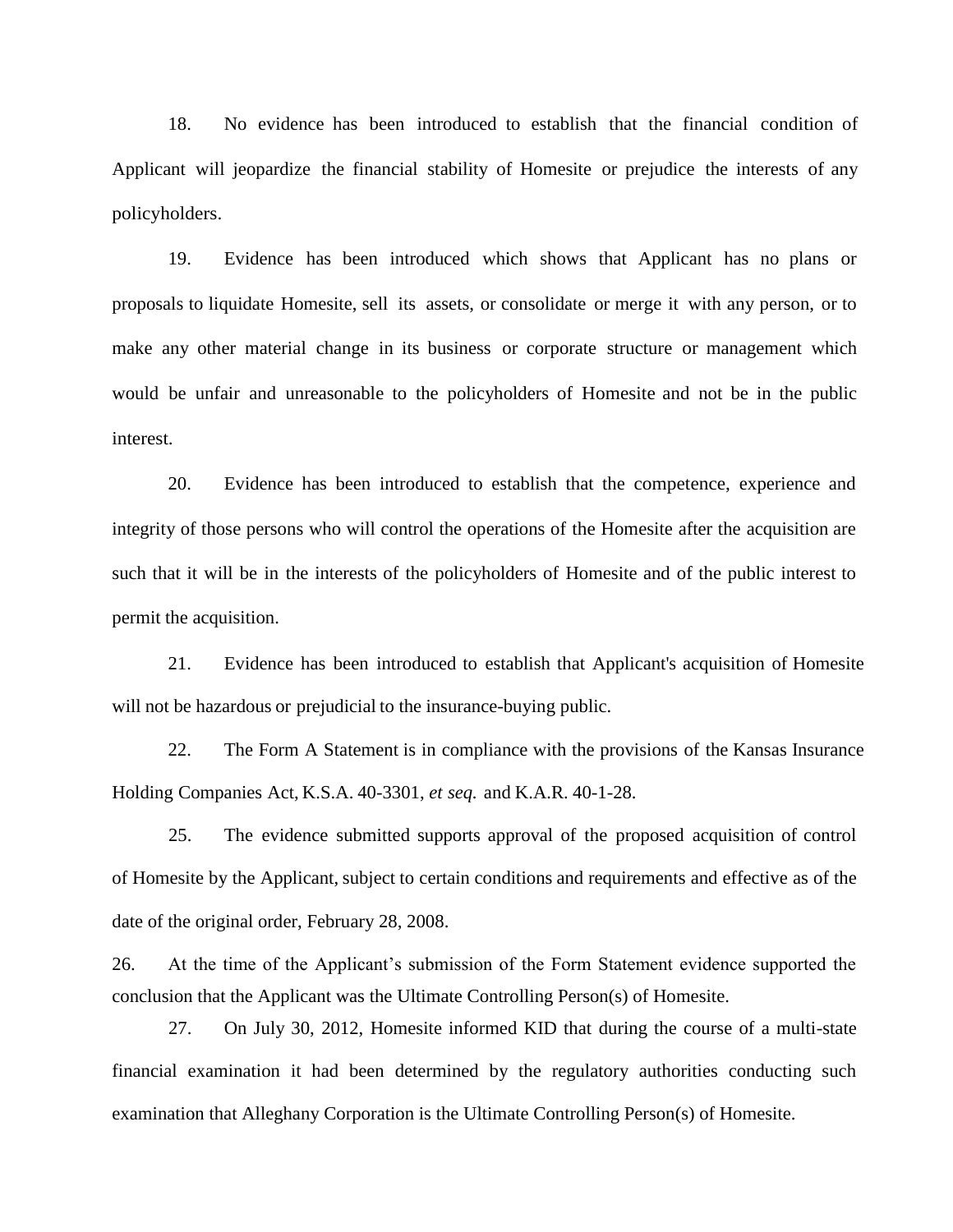18. No evidence has been introduced to establish that the financial condition of Applicant will jeopardize the financial stability of Homesite or prejudice the interests of any policyholders.

19. Evidence has been introduced which shows that Applicant has no plans or proposals to liquidate Homesite, sell its assets, or consolidate or merge it with any person, or to make any other material change in its business or corporate structure or management which would be unfair and unreasonable to the policyholders of Homesite and not be in the public interest.

20. Evidence has been introduced to establish that the competence, experience and integrity of those persons who will control the operations of the Homesite after the acquisition are such that it will be in the interests of the policyholders of Homesite and of the public interest to permit the acquisition.

21. Evidence has been introduced to establish that Applicant's acquisition of Homesite will not be hazardous or prejudicial to the insurance-buying public.

22. The Form A Statement is in compliance with the provisions of the Kansas Insurance Holding Companies Act, K.S.A. 40-3301, *et seq.* and K.A.R. 40-1-28.

25. The evidence submitted supports approval of the proposed acquisition of control of Homesite by the Applicant, subject to certain conditions and requirements and effective as of the date of the original order, February 28, 2008.

26. At the time of the Applicant's submission of the Form Statement evidence supported the conclusion that the Applicant was the Ultimate Controlling Person(s) of Homesite.

27. On July 30, 2012, Homesite informed KID that during the course of a multi-state financial examination it had been determined by the regulatory authorities conducting such examination that Alleghany Corporation is the Ultimate Controlling Person(s) of Homesite.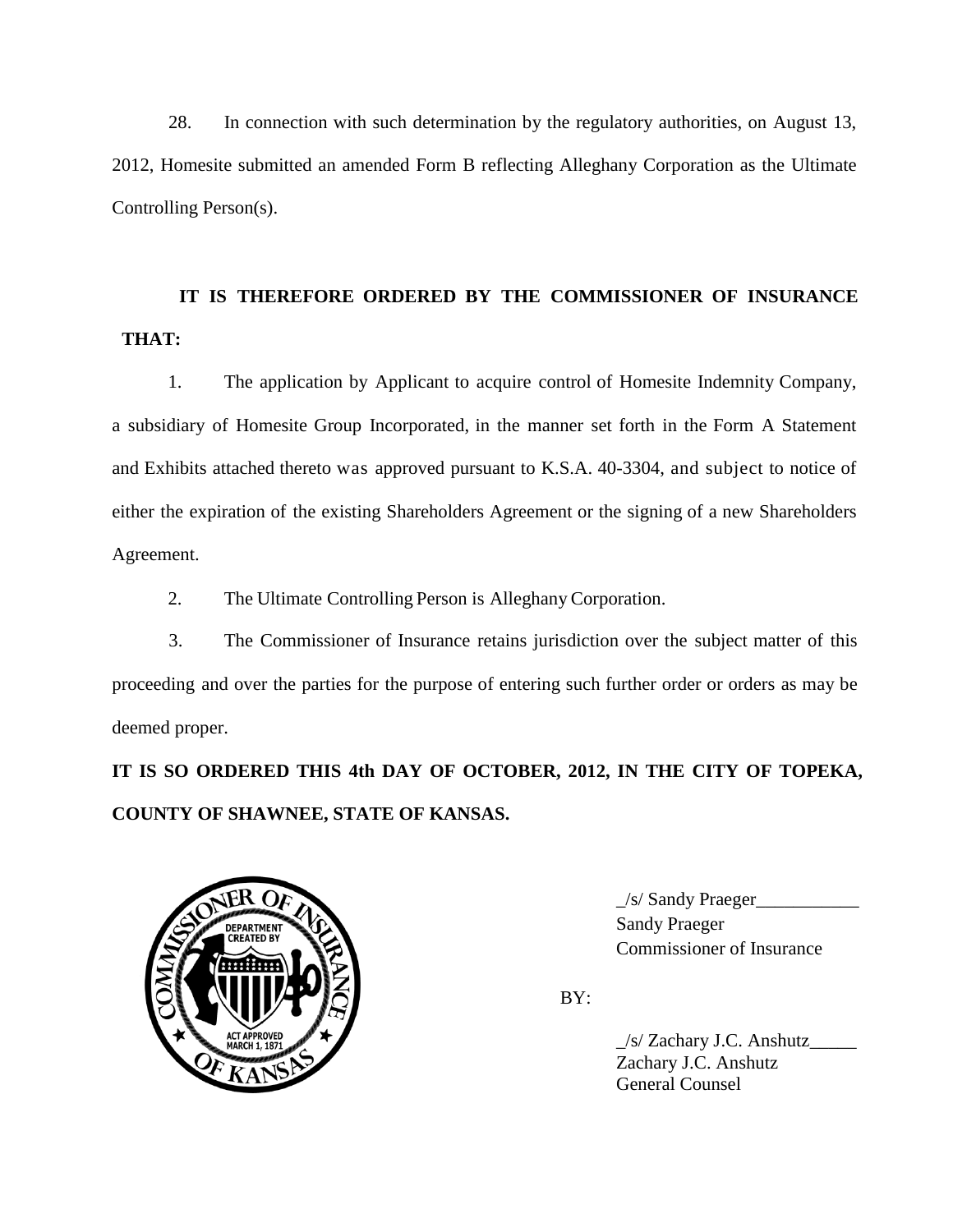28. In connection with such determination by the regulatory authorities, on August 13, 2012, Homesite submitted an amended Form B reflecting Alleghany Corporation as the Ultimate Controlling Person(s).

**IT IS THEREFORE ORDERED BY THE COMMISSIONER OF INSURANCE THAT:**

1. The application by Applicant to acquire control of Homesite Indemnity Company, a subsidiary of Homesite Group Incorporated, in the manner set forth in the Form A Statement and Exhibits attached thereto was approved pursuant to K.S.A. 40-3304, and subject to notice of either the expiration of the existing Shareholders Agreement or the signing of a new Shareholders Agreement.

2. The Ultimate Controlling Person is Alleghany Corporation.

3. The Commissioner of Insurance retains jurisdiction over the subject matter of this proceeding and over the parties for the purpose of entering such further order or orders as may be deemed proper.

**IT IS SO ORDERED THIS 4th DAY OF OCTOBER, 2012, IN THE CITY OF TOPEKA, COUNTY OF SHAWNEE, STATE OF KANSAS.**

_/s/ Sandy Praeger___________
Sandy Praeger
Commissioner of Insurance

BY:

_/s/ Zachary J.C. Anshutz_____
Zachary J.C. Anshutz
General Counsel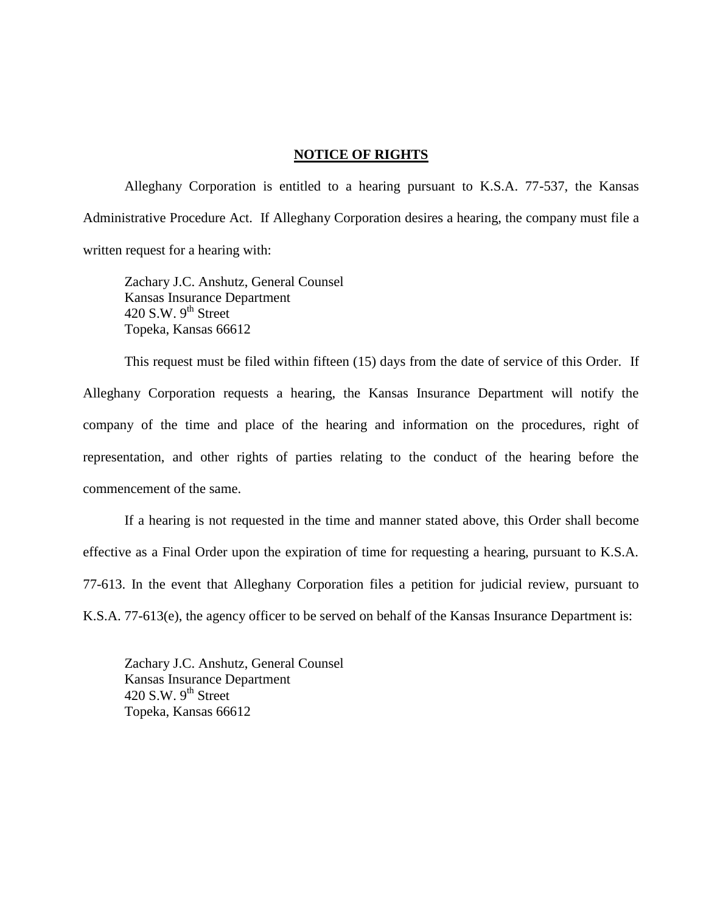## NOTICE OF RIGHTS

Alleghany Corporation is entitled to a hearing pursuant to K.S.A. 77-537, the Kansas Administrative Procedure Act. If Alleghany Corporation desires a hearing, the company must file a written request for a hearing with:

Zachary J.C. Anshutz, General Counsel
Kansas Insurance Department
420 S.W. 9th Street
Topeka, Kansas 66612

This request must be filed within fifteen (15) days from the date of service of this Order. If Alleghany Corporation requests a hearing, the Kansas Insurance Department will notify the company of the time and place of the hearing and information on the procedures, right of representation, and other rights of parties relating to the conduct of the hearing before the commencement of the same.

If a hearing is not requested in the time and manner stated above, this Order shall become effective as a Final Order upon the expiration of time for requesting a hearing, pursuant to K.S.A. 77-613. In the event that Alleghany Corporation files a petition for judicial review, pursuant to K.S.A. 77-613(e), the agency officer to be served on behalf of the Kansas Insurance Department is:

Zachary J.C. Anshutz, General Counsel
Kansas Insurance Department
420 S.W. 9th Street
Topeka, Kansas 66612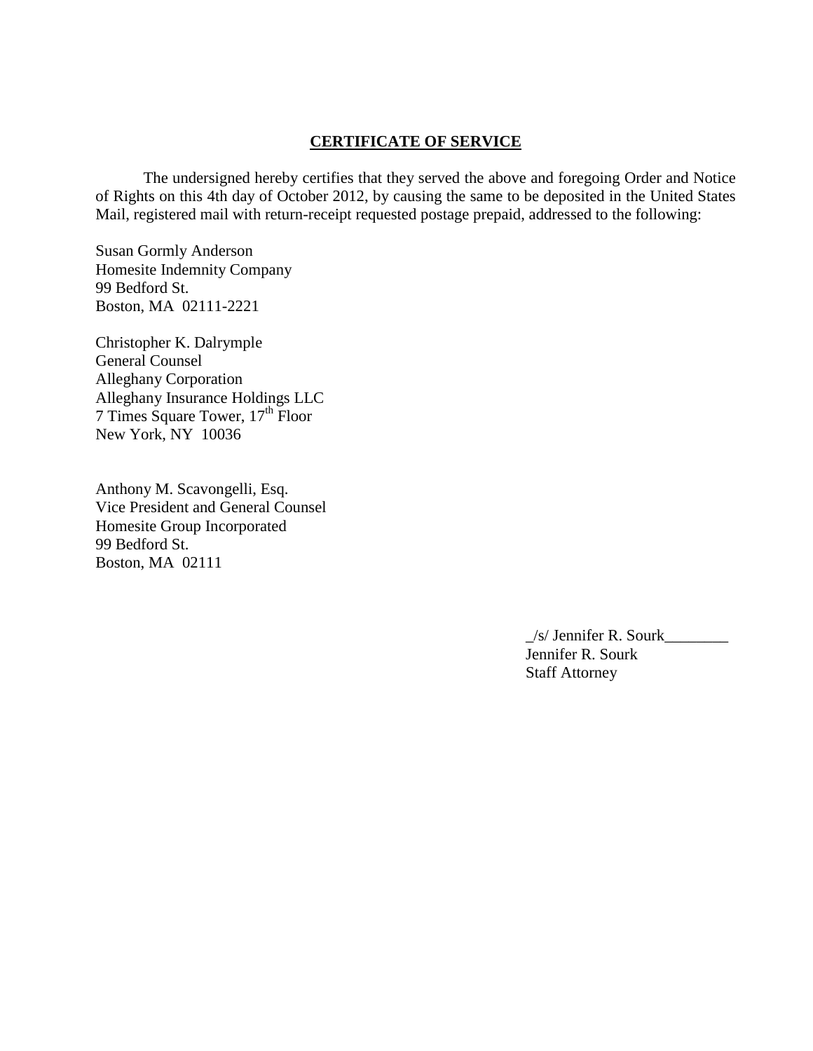## **CERTIFICATE OF SERVICE**

The undersigned hereby certifies that they served the above and foregoing Order and Notice of Rights on this 4th day of October 2012, by causing the same to be deposited in the United States Mail, registered mail with return-receipt requested postage prepaid, addressed to the following:

Susan Gormly Anderson
Homesite Indemnity Company
99 Bedford St.
Boston, MA 02111-2221

Christopher K. Dalrymple
General Counsel
Alleghany Corporation
Alleghany Insurance Holdings LLC
7 Times Square Tower, 17th Floor
New York, NY 10036

Anthony M. Scavongelli, Esq.
Vice President and General Counsel
Homesite Group Incorporated
99 Bedford St.
Boston, MA 02111

_/s/ Jennifer R. Sourk________
Jennifer R. Sourk
Staff Attorney